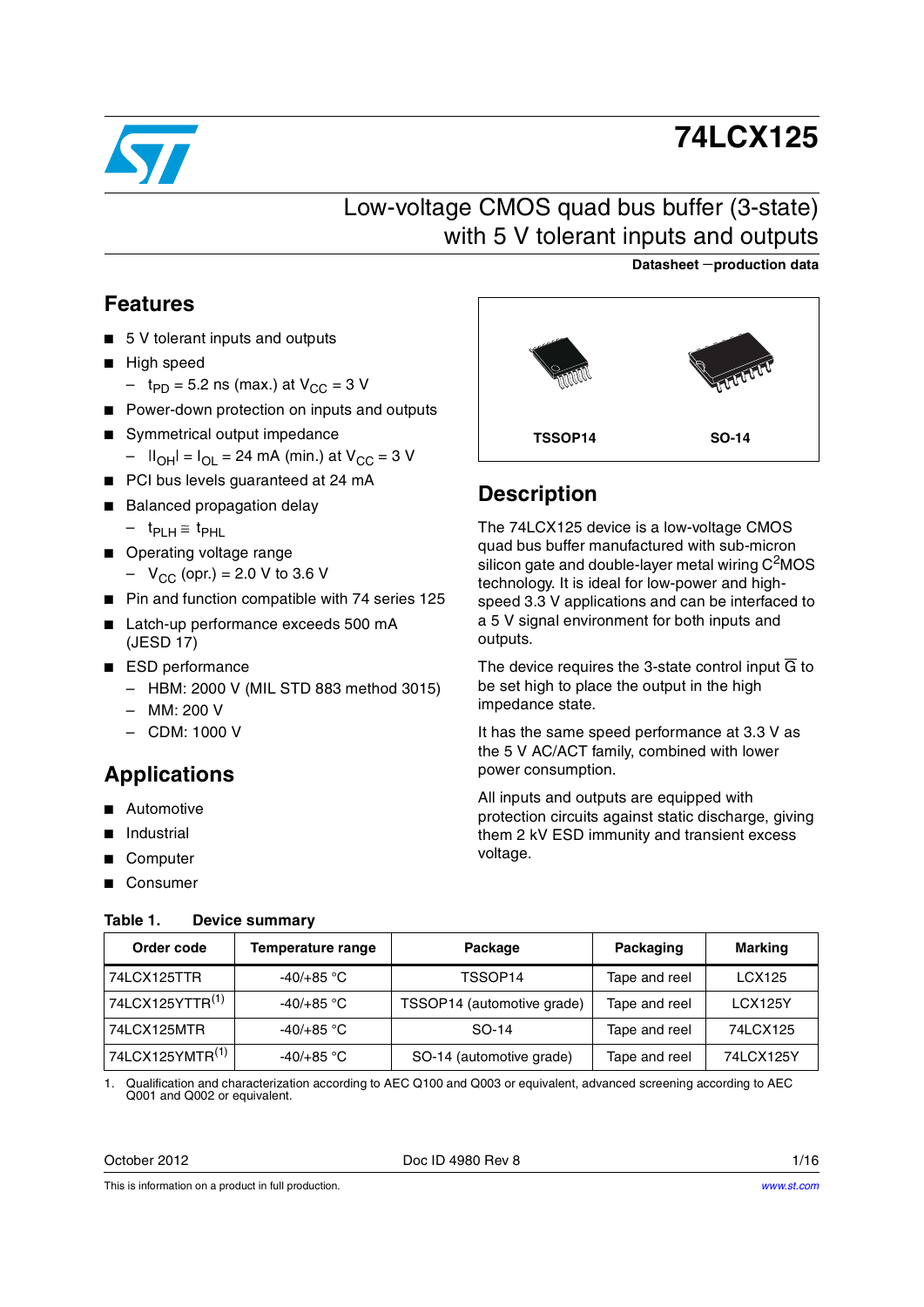# 74LCX125

## Low-voltage CMOS quad bus buffer (3-state) with 5 V tolerant inputs and outputs

**Datasheet − production data**

## Features

- 5 V tolerant inputs and outputs
- High speed
  - $t_{PD}$ = 5.2 ns (max.) at $V_{CC}$ = 3 V
- Power-down protection on inputs and outputs
- Symmetrical output impedance
  - $|I_{OH}| = I_{OL}$ = 24 mA (min.) at $V_{CC}$ = 3 V
- PCI bus levels guaranteed at 24 mA
- Balanced propagation delay
  - $t_{PLH} \cong t_{PHL}$
- Operating voltage range
  - $V_{CC}$ (opr.) = 2.0 V to 3.6 V
- Pin and function compatible with 74 series 125
- Latch-up performance exceeds 500 mA (JESD 17)
- ESD performance
  - HBM: 2000 V (MIL STD 883 method 3015)
  - MM: 200 V
  - CDM: 1000 V

## Applications

- Automotive
- Industrial
- Computer
- Consumer

TSSOP14 SO-14

## Description

The 74LCX125 device is a low-voltage CMOS quad bus buffer manufactured with sub-micron silicon gate and double-layer metal wiring $C^2$MOS technology. It is ideal for low-power and high-speed 3.3 V applications and can be interfaced to a 5 V signal environment for both inputs and outputs.

The device requires the 3-state control input $\overline{G}$ to be set high to place the output in the high impedance state.

It has the same speed performance at 3.3 V as the 5 V AC/ACT family, combined with lower power consumption.

All inputs and outputs are equipped with protection circuits against static discharge, giving them 2 kV ESD immunity and transient excess voltage.

**Table 1. Device summary**

| Order code | Temperature range | Package | Packaging | Marking |
|---|---|---|---|---|
| 74LCX125TTR | -40/+85 °C | TSSOP14 | Tape and reel | LCX125 |
| 74LCX125YTTR[1] | -40/+85 °C | TSSOP14 (automotive grade) | Tape and reel | LCX125Y |
| 74LCX125MTR | -40/+85 °C | SO-14 | Tape and reel | 74LCX125 |
| 74LCX125YMTR[1] | -40/+85 °C | SO-14 (automotive grade) | Tape and reel | 74LCX125Y |

1. Qualification and characterization according to AEC Q100 and Q003 or equivalent, advanced screening according to AEC Q001 and Q002 or equivalent.

October 2012 Doc ID 4980 Rev 8

This is information on a product in full production.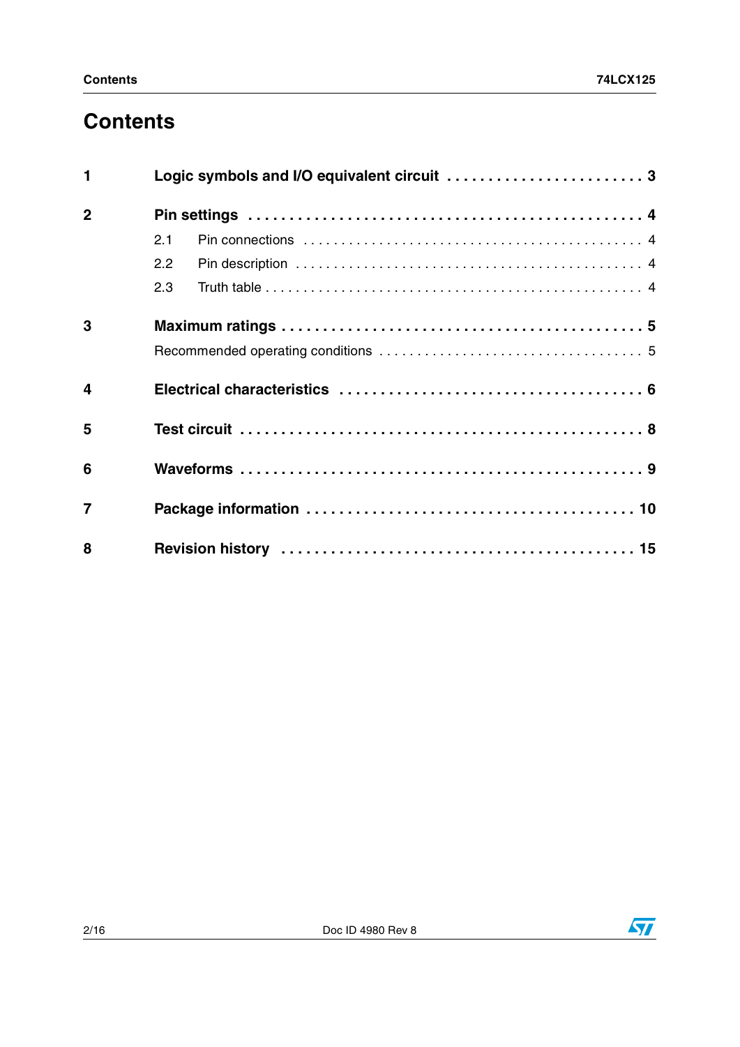# Contents

| | | |
|---|---|---|
| **1** | **Logic symbols and I/O equivalent circuit** | **3** |
| **2** | **Pin settings** | **4** |
| | 2.1 Pin connections | 4 |
| | 2.2 Pin description | 4 |
| | 2.3 Truth table | 4 |
| **3** | **Maximum ratings** | **5** |
| | Recommended operating conditions | 5 |
| **4** | **Electrical characteristics** | **6** |
| **5** | **Test circuit** | **8** |
| **6** | **Waveforms** | **9** |
| **7** | **Package information** | **10** |
| **8** | **Revision history** | **15** |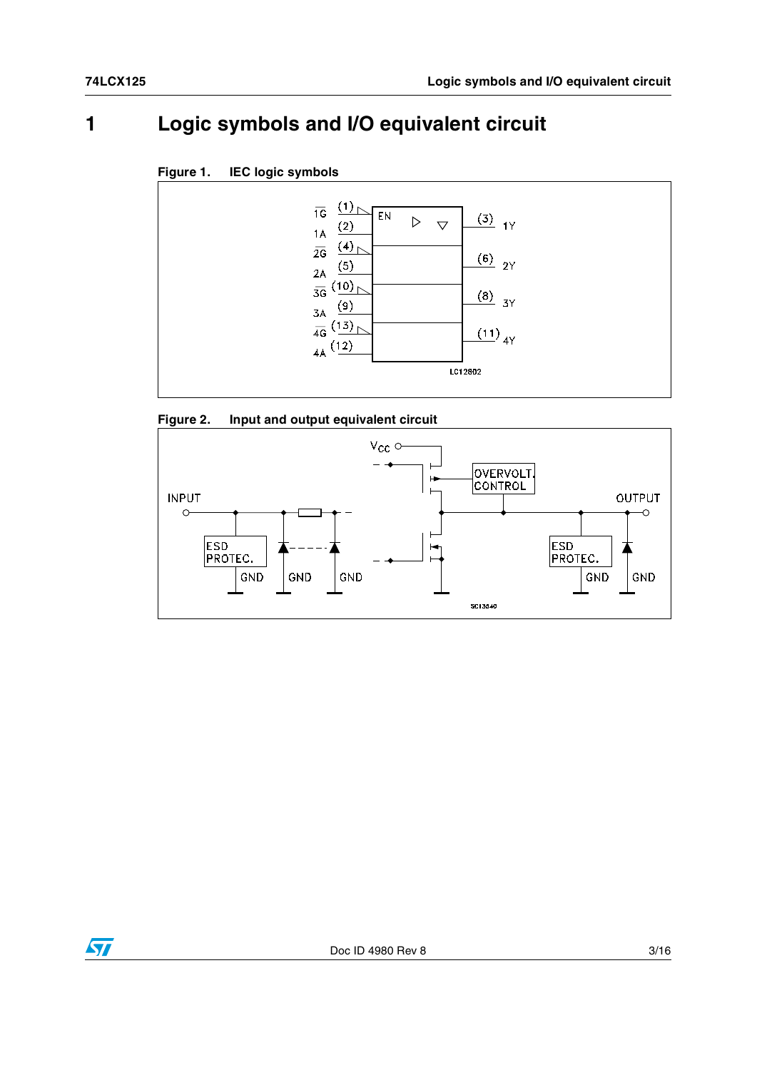# 1 Logic symbols and I/O equivalent circuit

**Figure 1. IEC logic symbols**

**Figure 2. Input and output equivalent circuit**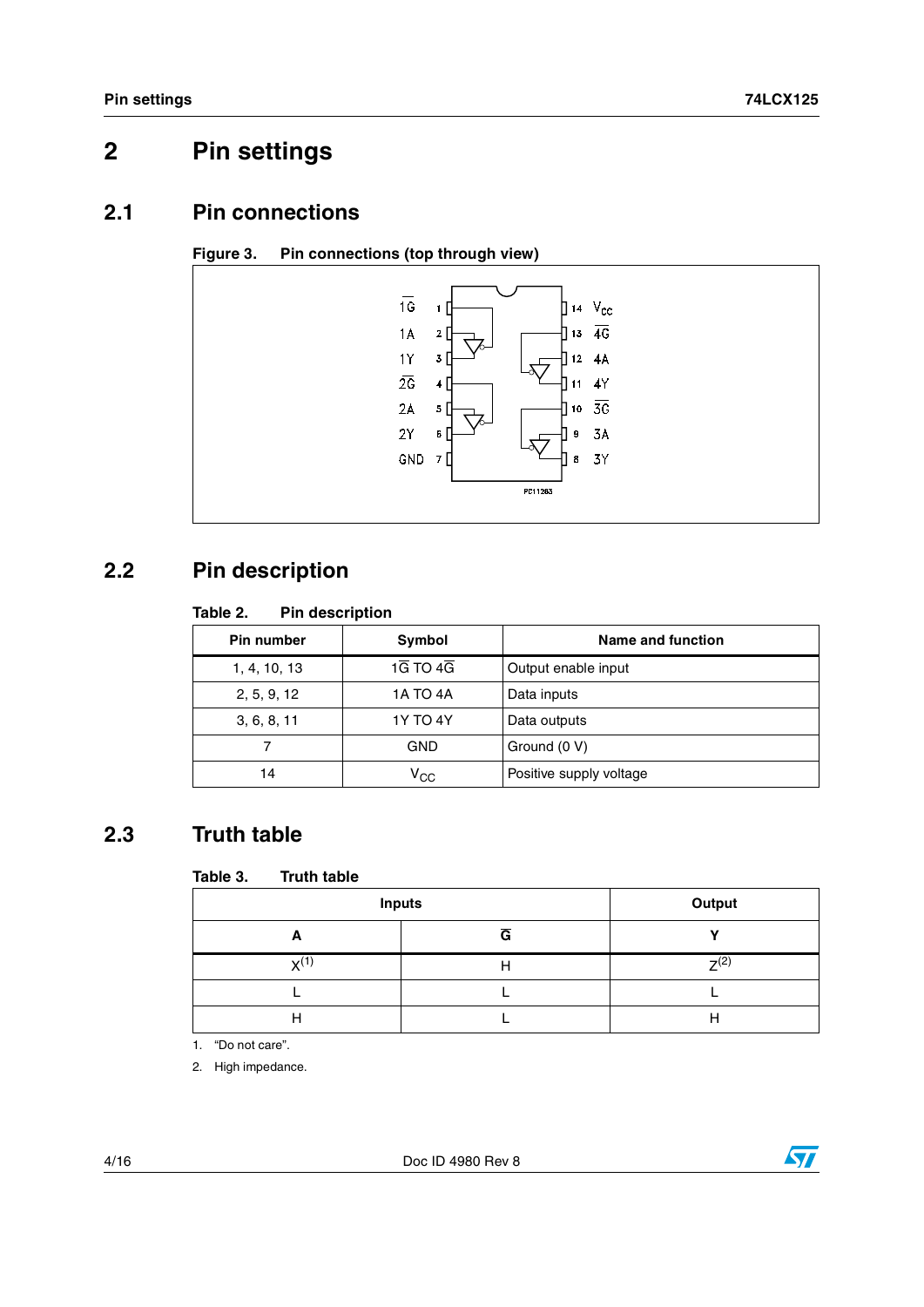# 2 Pin settings

## 2.1 Pin connections

**Figure 3. Pin connections (top through view)**

## 2.2 Pin description

**Table 2. Pin description**

| Pin number | Symbol | Name and function |
|---|---|---|
| 1, 4, 10, 13 | $\overline{1G}$ TO $\overline{4G}$ | Output enable input |
| 2, 5, 9, 12 | 1A TO 4A | Data inputs |
| 3, 6, 8, 11 | 1Y TO 4Y | Data outputs |
| 7 | GND | Ground (0 V) |
| 14 | $V_{CC}$ | Positive supply voltage |

## 2.3 Truth table

**Table 3. Truth table**

| Inputs | | Output |
|---|---|---|
| A | $\overline{G}$ | Y |
| X[1] | H | Z[2] |
| L | L | L |
| H | L | H |

1. "Do not care".
2. High impedance.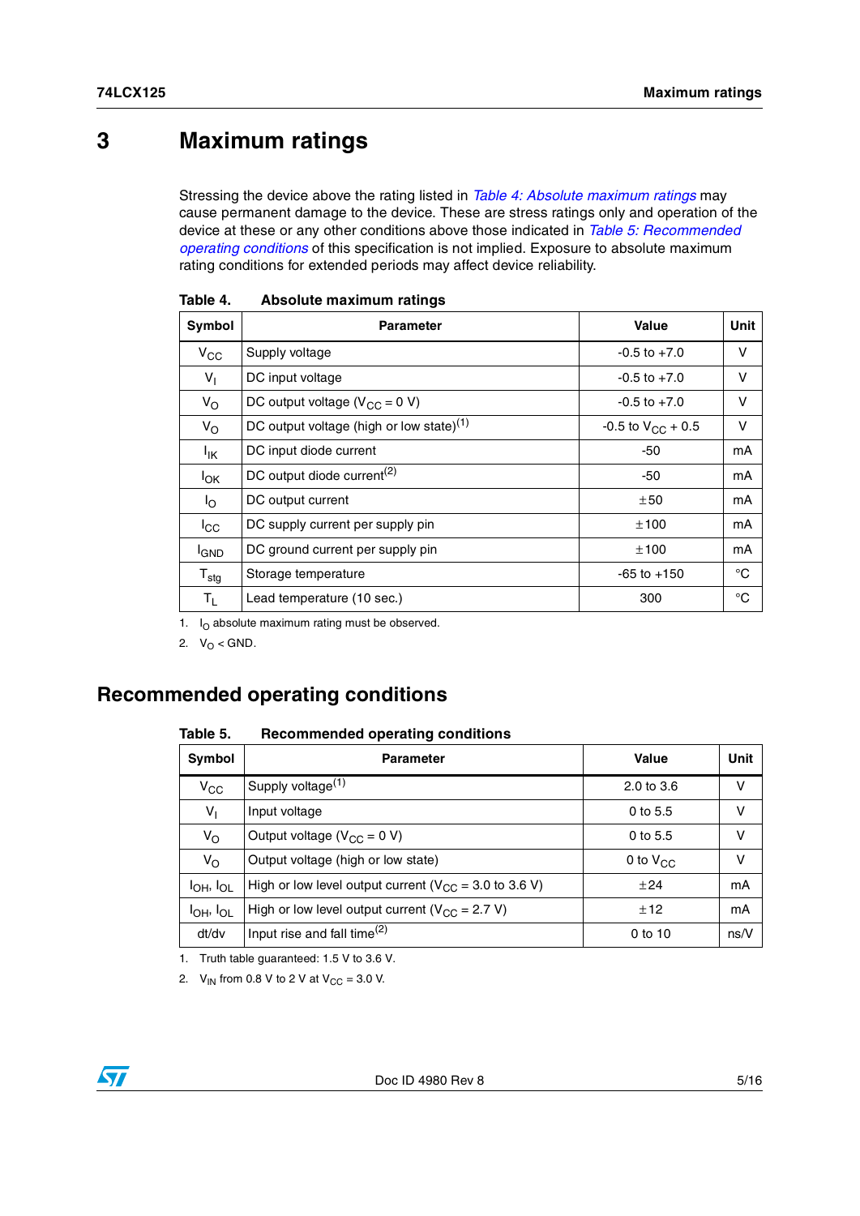# 3 Maximum ratings

Stressing the device above the rating listed in *Table 4: Absolute maximum ratings* may cause permanent damage to the device. These are stress ratings only and operation of the device at these or any other conditions above those indicated in *Table 5: Recommended operating conditions* of this specification is not implied. Exposure to absolute maximum rating conditions for extended periods may affect device reliability.

**Table 4. Absolute maximum ratings**

| Symbol | Parameter | Value | Unit |
|---|---|---|---|
| $V_{CC}$ | Supply voltage | -0.5 to +7.0 | V |
| $V_I$ | DC input voltage | -0.5 to +7.0 | V |
| $V_O$ | DC output voltage ($V_{CC}$ = 0 V) | -0.5 to +7.0 | V |
| $V_O$ | DC output voltage (high or low state)[1] | -0.5 to $V_{CC}$ + 0.5 | V |
| $I_{IK}$ | DC input diode current | -50 | mA |
| $I_{OK}$ | DC output diode current[2] | -50 | mA |
| $I_O$ | DC output current | ±50 | mA |
| $I_{CC}$ | DC supply current per supply pin | ±100 | mA |
| $I_{GND}$ | DC ground current per supply pin | ±100 | mA |
| $T_{stg}$ | Storage temperature | -65 to +150 | °C |
| $T_L$ | Lead temperature (10 sec.) | 300 | °C |

1. $I_O$ absolute maximum rating must be observed.
2. $V_O$ < GND.

## Recommended operating conditions

**Table 5. Recommended operating conditions**

| Symbol | Parameter | Value | Unit |
|---|---|---|---|
| $V_{CC}$ | Supply voltage[1] | 2.0 to 3.6 | V |
| $V_I$ | Input voltage | 0 to 5.5 | V |
| $V_O$ | Output voltage ($V_{CC}$ = 0 V) | 0 to 5.5 | V |
| $V_O$ | Output voltage (high or low state) | 0 to $V_{CC}$ | V |
| $I_{OH}$, $I_{OL}$ | High or low level output current ($V_{CC}$ = 3.0 to 3.6 V) | ±24 | mA |
| $I_{OH}$, $I_{OL}$ | High or low level output current ($V_{CC}$ = 2.7 V) | ±12 | mA |
| dt/dv | Input rise and fall time[2] | 0 to 10 | ns/V |

1. Truth table guaranteed: 1.5 V to 3.6 V.
2. $V_{IN}$ from 0.8 V to 2 V at $V_{CC}$ = 3.0 V.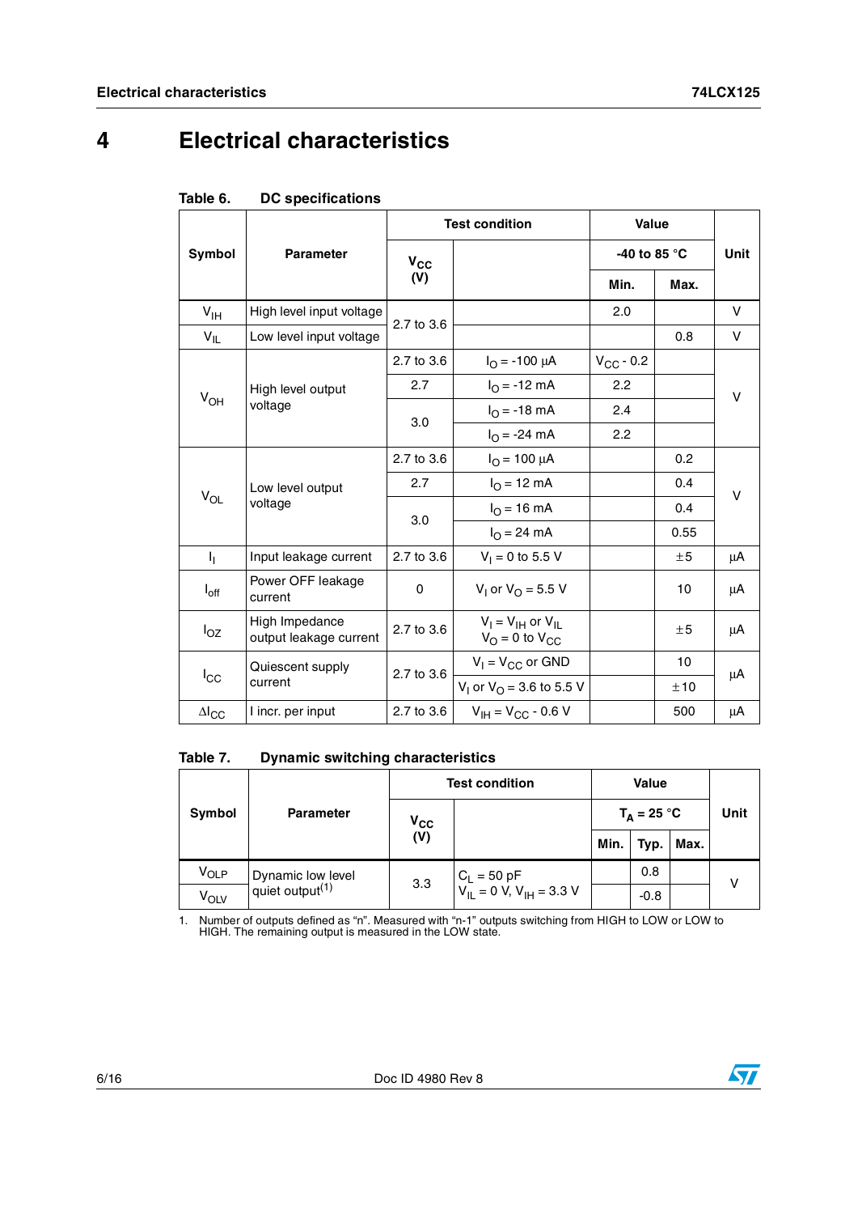# 4 Electrical characteristics

**Table 6. DC specifications**

| Symbol | Parameter | Test condition | | Value | | Unit |
|---|---|---|---|---|---|---|
| | | $V_{CC}$ (V) | | -40 to 85 °C | | |
| | | | | Min. | Max. | |
| $V_{IH}$ | High level input voltage | 2.7 to 3.6 | | 2.0 | | V |
| $V_{IL}$ | Low level input voltage | 2.7 to 3.6 | | | 0.8 | V |
| $V_{OH}$ | High level output voltage | 2.7 to 3.6 | $I_O$ = -100 µA | $V_{CC}$ - 0.2 | | V |
| | | 2.7 | $I_O$ = -12 mA | 2.2 | | |
| | | 3.0 | $I_O$ = -18 mA | 2.4 | | |
| | | | $I_O$ = -24 mA | 2.2 | | |
| $V_{OL}$ | Low level output voltage | 2.7 to 3.6 | $I_O$ = 100 µA | | 0.2 | V |
| | | 2.7 | $I_O$ = 12 mA | | 0.4 | |
| | | 3.0 | $I_O$ = 16 mA | | 0.4 | |
| | | | $I_O$ = 24 mA | | 0.55 | |
| $I_I$ | Input leakage current | 2.7 to 3.6 | $V_I$ = 0 to 5.5 V | | ±5 | µA |
| $I_{off}$ | Power OFF leakage current | 0 | $V_I$ or $V_O$ = 5.5 V | | 10 | µA |
| $I_{OZ}$ | High Impedance output leakage current | 2.7 to 3.6 | $V_I$ = $V_{IH}$ or $V_{IL}$<br>$V_O$ = 0 to $V_{CC}$ | | ±5 | µA |
| $I_{CC}$ | Quiescent supply current | 2.7 to 3.6 | $V_I$ = $V_{CC}$ or GND | | 10 | µA |
| | | | $V_I$ or $V_O$ = 3.6 to 5.5 V | | ±10 | |
| $\Delta I_{CC}$ | I incr. per input | 2.7 to 3.6 | $V_{IH}$ = $V_{CC}$ - 0.6 V | | 500 | µA |

**Table 7. Dynamic switching characteristics**

| Symbol | Parameter | Test condition | | Value | | | Unit |
|---|---|---|---|---|---|---|---|
| | | $V_{CC}$ (V) | | $T_A$ = 25 °C | | | |
| | | | | Min. | Typ. | Max. | |
| $V_{OLP}$ | Dynamic low level quiet output[(1)] | 3.3 | $C_L$ = 50 pF<br>$V_{IL}$ = 0 V, $V_{IH}$ = 3.3 V | | 0.8 | | V |
| $V_{OLV}$ | | | | | -0.8 | | |

1. Number of outputs defined as “n”. Measured with “n-1” outputs switching from HIGH to LOW or LOW to HIGH. The remaining output is measured in the LOW state.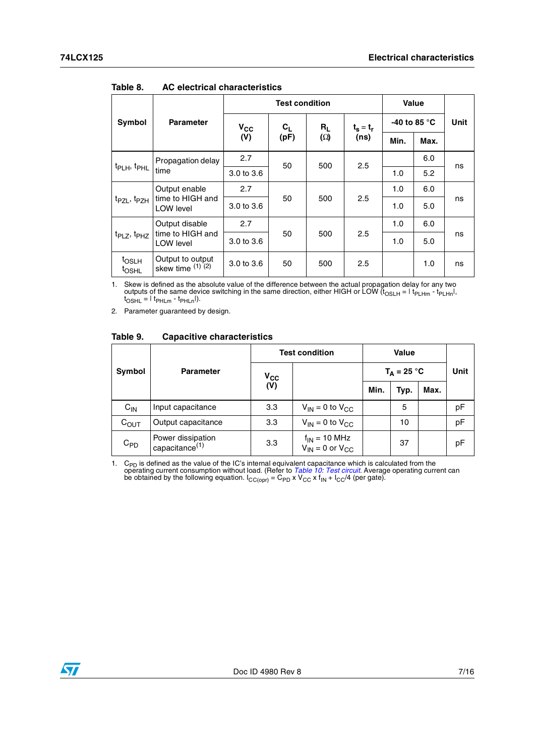Table 8. AC electrical characteristics

| Symbol | Parameter | Test condition | | | | Value | | Unit |
|---|---|---|---|---|---|---|---|---|
| | | $V_{CC}$ (V) | $C_L$ (pF) | $R_L$ (Ω) | $t_s = t_r$ (ns) | -40 to 85 °C | | |
| | | | | | | Min. | Max. | |
| $t_{PLH}$, $t_{PHL}$ | Propagation delay time | 2.7 | 50 | 500 | 2.5 | | 6.0 | ns |
| | | 3.0 to 3.6 | | | | 1.0 | 5.2 | |
| $t_{PZL}$, $t_{PZH}$ | Output enable time to HIGH and LOW level | 2.7 | 50 | 500 | 2.5 | 1.0 | 6.0 | ns |
| | | 3.0 to 3.6 | | | | 1.0 | 5.0 | |
| $t_{PLZ}$, $t_{PHZ}$ | Output disable time to HIGH and LOW level | 2.7 | 50 | 500 | 2.5 | 1.0 | 6.0 | ns |
| | | 3.0 to 3.6 | | | | 1.0 | 5.0 | |
| $t_{OSLH}$ $t_{OSHL}$ | Output to output skew time [(1)] [(2)] | 3.0 to 3.6 | 50 | 500 | 2.5 | | 1.0 | ns |

1. Skew is defined as the absolute value of the difference between the actual propagation delay for any two outputs of the same device switching in the same direction, either HIGH or LOW ($t_{OSLH} = | t_{PLHm} - t_{PLHn}|$, $t_{OSHL} = | t_{PHLm} - t_{PHLn}|$).

2. Parameter guaranteed by design.

Table 9. Capacitive characteristics

| Symbol | Parameter | Test condition | | Value | | | Unit |
|---|---|---|---|---|---|---|---|
| | | $V_{CC}$ (V) | | $T_A$ = 25 °C | | | |
| | | | | Min. | Typ. | Max. | |
| $C_{IN}$ | Input capacitance | 3.3 | $V_{IN}$ = 0 to $V_{CC}$ | | 5 | | pF |
| $C_{OUT}$ | Output capacitance | 3.3 | $V_{IN}$ = 0 to $V_{CC}$ | | 10 | | pF |
| $C_{PD}$ | Power dissipation capacitance[(1)] | 3.3 | $f_{IN}$ = 10 MHz $V_{IN}$ = 0 or $V_{CC}$ | | 37 | | pF |

1. $C_{PD}$ is defined as the value of the IC's internal equivalent capacitance which is calculated from the operating current consumption without load. (Refer to *Table 10: Test circuit*. Average operating current can be obtained by the following equation. $I_{CC(opr)} = C_{PD} \times V_{CC} \times f_{IN} + I_{CC}/4$ (per gate).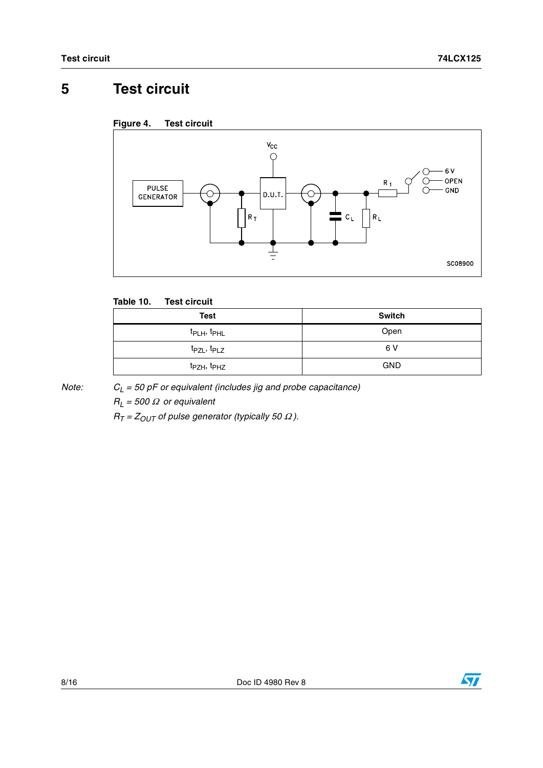# 5 Test circuit

**Figure 4. Test circuit**

**Table 10. Test circuit**

| Test | Switch |
|---|---|
| $t_{PLH}$, $t_{PHL}$ | Open |
| $t_{PZL}$, $t_{PLZ}$ | 6 V |
| $t_{PZH}$, $t_{PHZ}$ | GND |

*Note:* *$C_L$ = 50 pF or equivalent (includes jig and probe capacitance)*

*$R_L$ = 500 Ω or equivalent*

*$R_T$ = $Z_{OUT}$ of pulse generator (typically 50 Ω).*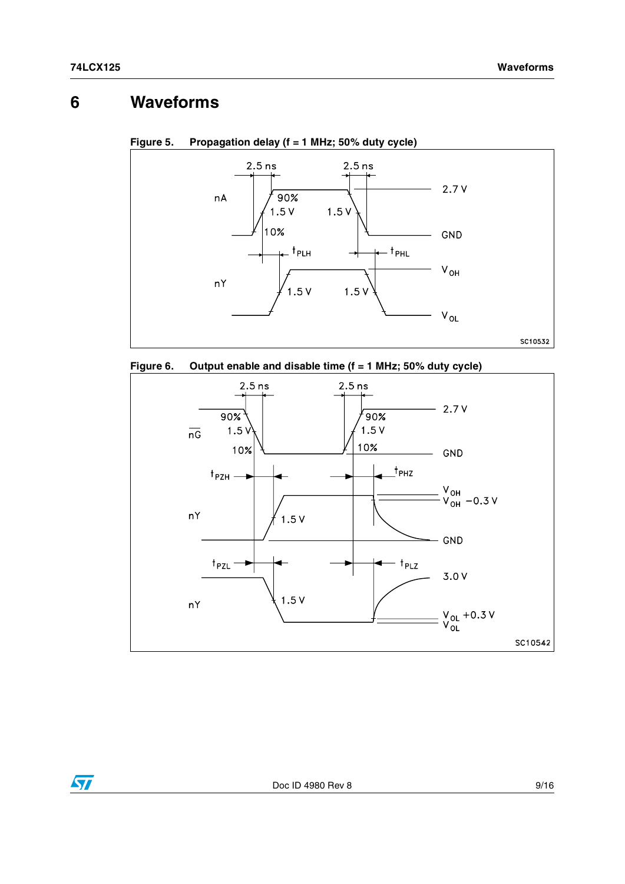# 6 Waveforms

**Figure 5. Propagation delay (f = 1 MHz; 50% duty cycle)**

2.5 ns

2.5 ns

nA

90%

1.5 V

1.5 V

10%

2.7 V

GND

$t_{PLH}$

$t_{PHL}$

nY

1.5 V

1.5 V

$V_{OH}$

$V_{OL}$

SC10532

**Figure 6. Output enable and disable time (f = 1 MHz; 50% duty cycle)**

2.5 ns

2.5 ns

$\overline{nG}$

90%

1.5 V

10%

90%

1.5 V

10%

2.7 V

GND

$t_{PZH}$

$t_{PHZ}$

nY

1.5 V

$V_{OH}$

$V_{OH}$ −0.3 V

GND

$t_{PZL}$

$t_{PLZ}$

nY

1.5 V

3.0 V

$V_{OL}$ +0.3 V

$V_{OL}$

SC10542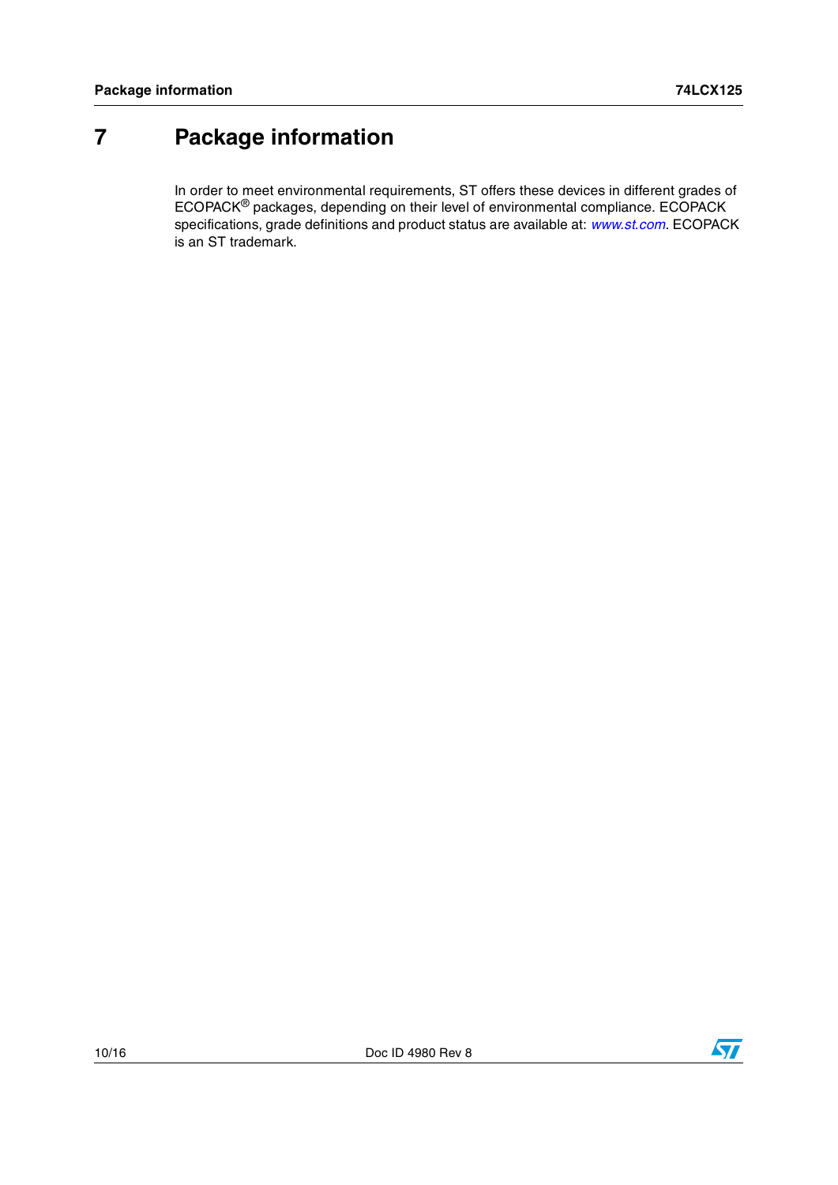# 7 Package information

In order to meet environmental requirements, ST offers these devices in different grades of ECOPACK® packages, depending on their level of environmental compliance. ECOPACK specifications, grade definitions and product status are available at: *www.st.com*. ECOPACK is an ST trademark.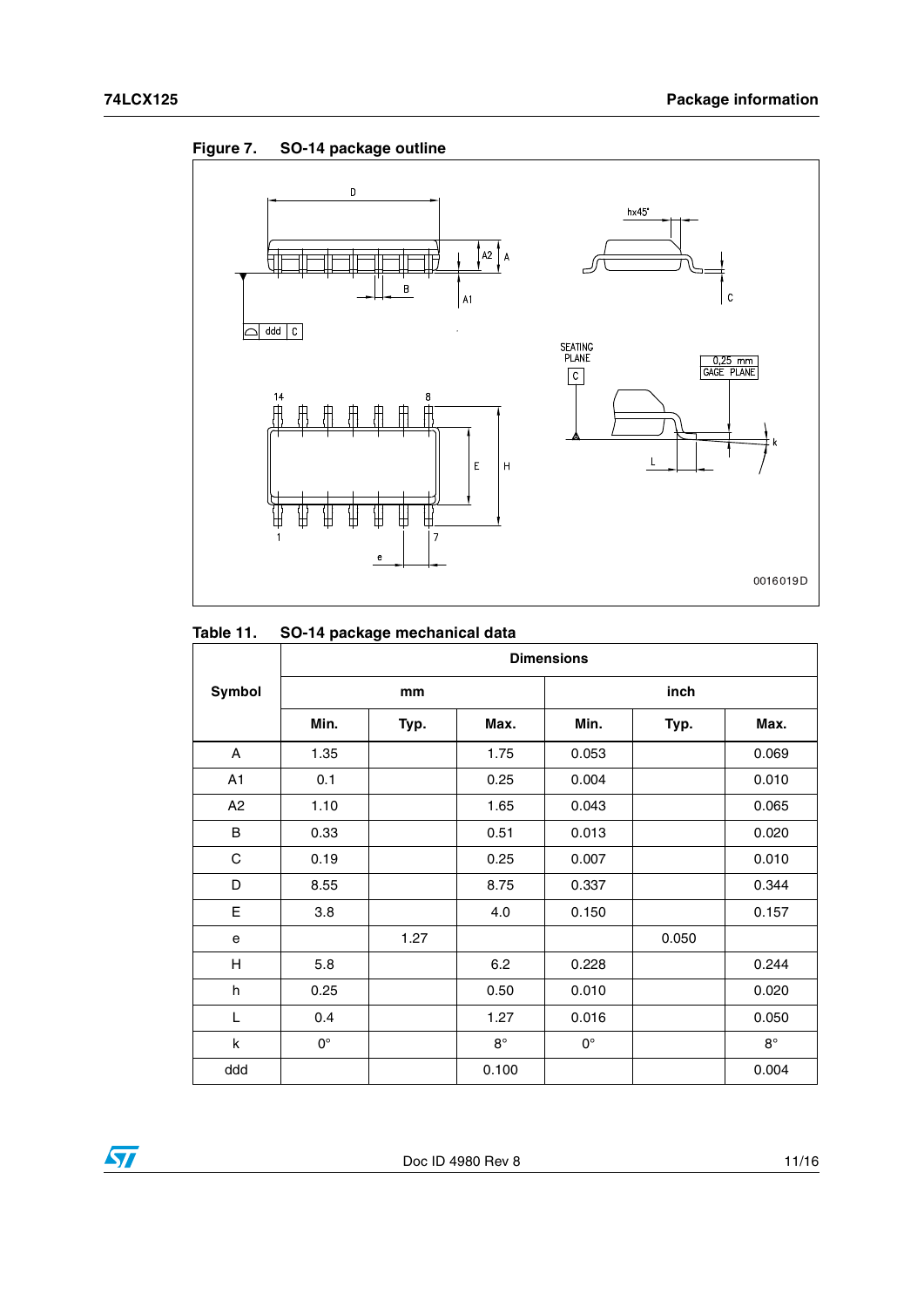**Figure 7. SO-14 package outline**

**Table 11. SO-14 package mechanical data**

| Symbol | Dimensions | | | | | |
|---|---|---|---|---|---|---|
| | mm | | | inch | | |
| | Min. | Typ. | Max. | Min. | Typ. | Max. |
| A | 1.35 | | 1.75 | 0.053 | | 0.069 |
| A1 | 0.1 | | 0.25 | 0.004 | | 0.010 |
| A2 | 1.10 | | 1.65 | 0.043 | | 0.065 |
| B | 0.33 | | 0.51 | 0.013 | | 0.020 |
| C | 0.19 | | 0.25 | 0.007 | | 0.010 |
| D | 8.55 | | 8.75 | 0.337 | | 0.344 |
| E | 3.8 | | 4.0 | 0.150 | | 0.157 |
| e | | 1.27 | | | 0.050 | |
| H | 5.8 | | 6.2 | 0.228 | | 0.244 |
| h | 0.25 | | 0.50 | 0.010 | | 0.020 |
| L | 0.4 | | 1.27 | 0.016 | | 0.050 |
| k | 0° | | 8° | 0° | | 8° |
| ddd | | | 0.100 | | | 0.004 |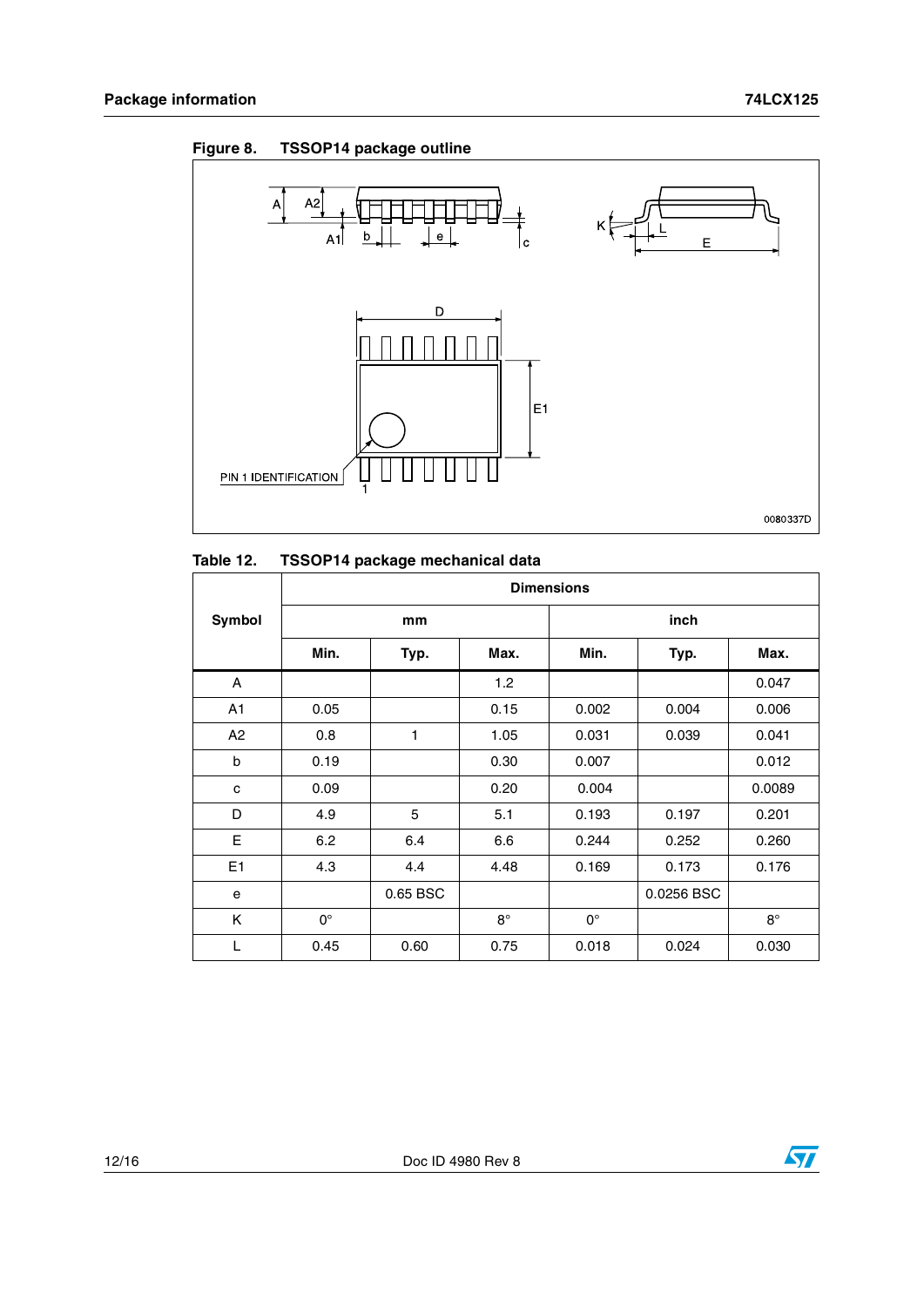**Figure 8. TSSOP14 package outline**

**Table 12. TSSOP14 package mechanical data**

| Symbol | Dimensions | | | | | |
|---|---|---|---|---|---|---|
| | mm | | | inch | | |
| | Min. | Typ. | Max. | Min. | Typ. | Max. |
| A | | | 1.2 | | | 0.047 |
| A1 | 0.05 | | 0.15 | 0.002 | 0.004 | 0.006 |
| A2 | 0.8 | 1 | 1.05 | 0.031 | 0.039 | 0.041 |
| b | 0.19 | | 0.30 | 0.007 | | 0.012 |
| c | 0.09 | | 0.20 | 0.004 | | 0.0089 |
| D | 4.9 | 5 | 5.1 | 0.193 | 0.197 | 0.201 |
| E | 6.2 | 6.4 | 6.6 | 0.244 | 0.252 | 0.260 |
| E1 | 4.3 | 4.4 | 4.48 | 0.169 | 0.173 | 0.176 |
| e | | 0.65 BSC | | | 0.0256 BSC | |
| K | 0° | | 8° | 0° | | 8° |
| L | 0.45 | 0.60 | 0.75 | 0.018 | 0.024 | 0.030 |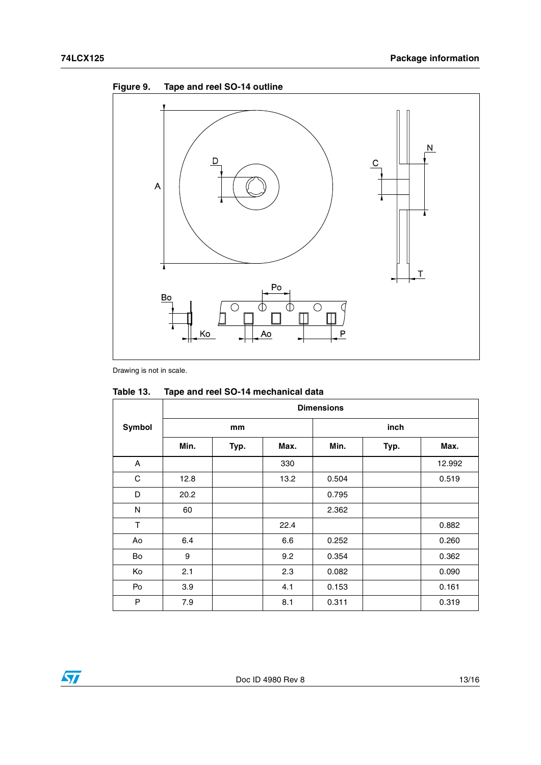Figure 9. Tape and reel SO-14 outline

Drawing is not in scale.

Table 13. Tape and reel SO-14 mechanical data

| Symbol | Dimensions | | | | | |
|---|---|---|---|---|---|---|
| | mm | | | inch | | |
| | Min. | Typ. | Max. | Min. | Typ. | Max. |
| A | | | 330 | | | 12.992 |
| C | 12.8 | | 13.2 | 0.504 | | 0.519 |
| D | 20.2 | | | 0.795 | | |
| N | 60 | | | 2.362 | | |
| T | | | 22.4 | | | 0.882 |
| Ao | 6.4 | | 6.6 | 0.252 | | 0.260 |
| Bo | 9 | | 9.2 | 0.354 | | 0.362 |
| Ko | 2.1 | | 2.3 | 0.082 | | 0.090 |
| Po | 3.9 | | 4.1 | 0.153 | | 0.161 |
| P | 7.9 | | 8.1 | 0.311 | | 0.319 |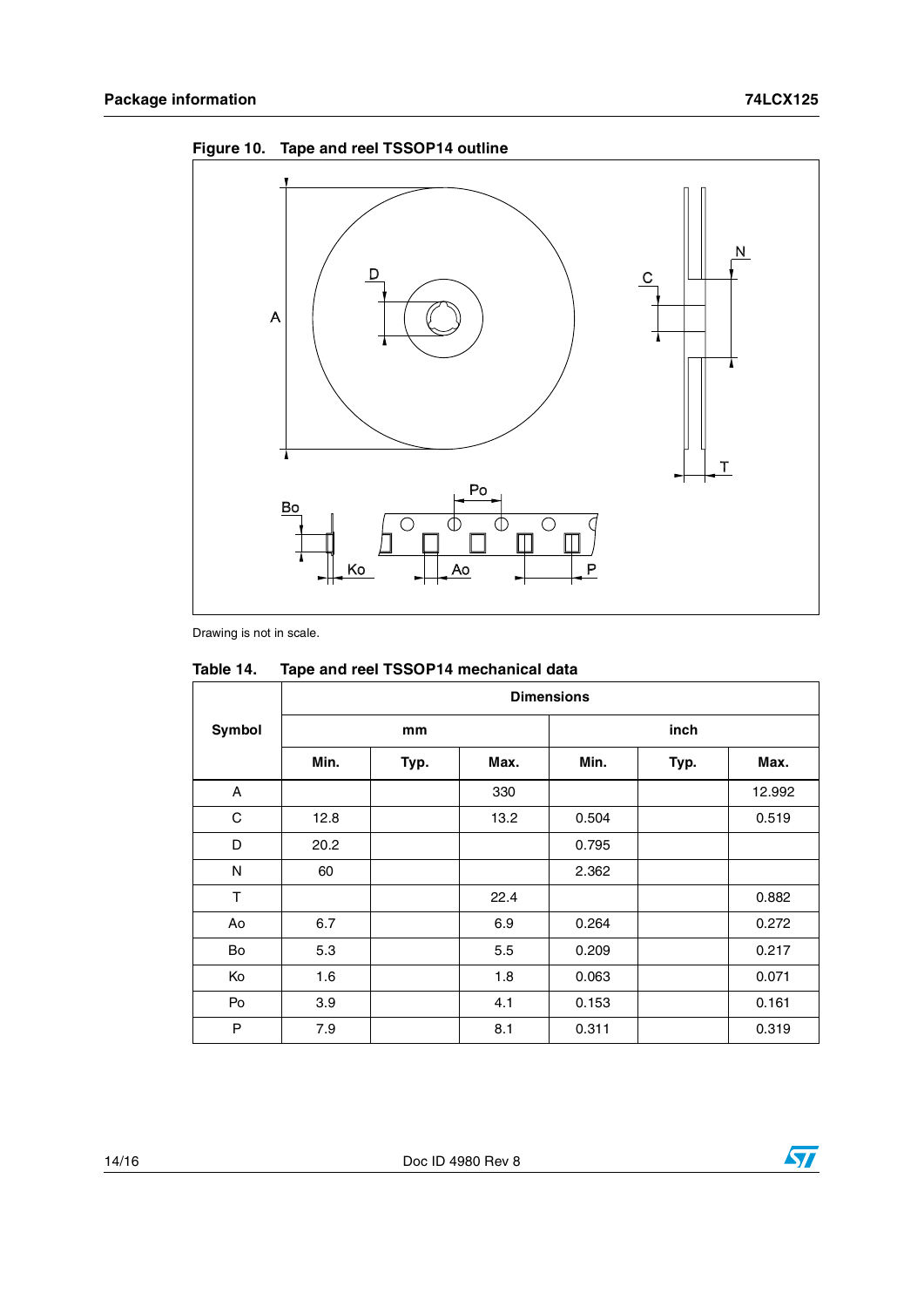**Figure 10. Tape and reel TSSOP14 outline**

Drawing is not in scale.

**Table 14. Tape and reel TSSOP14 mechanical data**

| Symbol | Dimensions | | | | | |
|---|---|---|---|---|---|---|
| | mm | | | inch | | |
| | Min. | Typ. | Max. | Min. | Typ. | Max. |
| A | | | 330 | | | 12.992 |
| C | 12.8 | | 13.2 | 0.504 | | 0.519 |
| D | 20.2 | | | 0.795 | | |
| N | 60 | | | 2.362 | | |
| T | | | 22.4 | | | 0.882 |
| Ao | 6.7 | | 6.9 | 0.264 | | 0.272 |
| Bo | 5.3 | | 5.5 | 0.209 | | 0.217 |
| Ko | 1.6 | | 1.8 | 0.063 | | 0.071 |
| Po | 3.9 | | 4.1 | 0.153 | | 0.161 |
| P | 7.9 | | 8.1 | 0.311 | | 0.319 |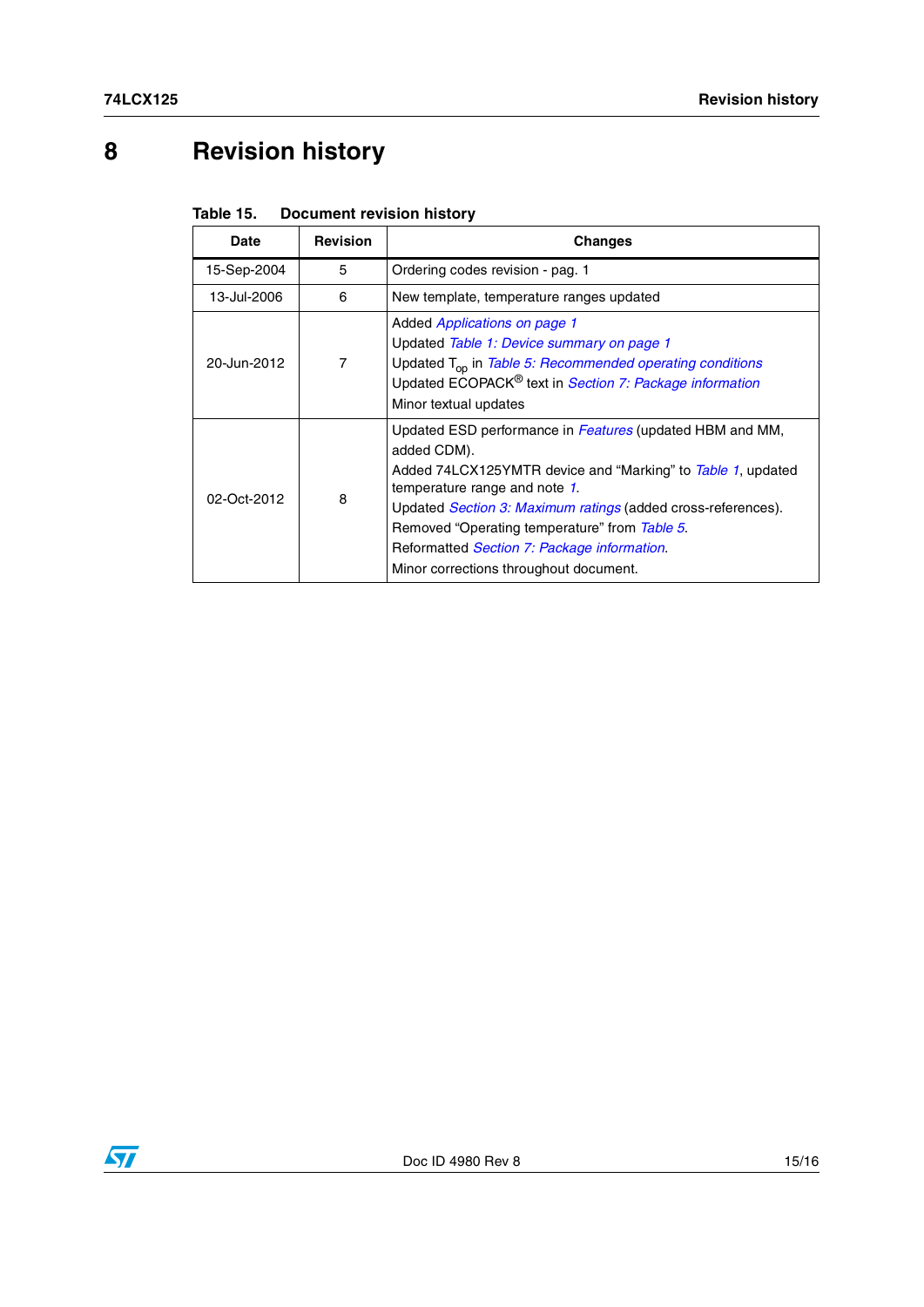# 8 Revision history

**Table 15. Document revision history**

| Date | Revision | Changes |
|---|---|---|
| 15-Sep-2004 | 5 | Ordering codes revision - pag. 1 |
| 13-Jul-2006 | 6 | New template, temperature ranges updated |
| 20-Jun-2012 | 7 | Added *Applications on page 1*<br>Updated *Table 1: Device summary on page 1*<br>Updated $T_{op}$ in *Table 5: Recommended operating conditions*<br>Updated ECOPACK® text in *Section 7: Package information*<br>Minor textual updates |
| 02-Oct-2012 | 8 | Updated ESD performance in *Features* (updated HBM and MM, added CDM).<br>Added 74LCX125YMTR device and “Marking” to *Table 1*, updated temperature range and note *1*.<br>Updated *Section 3: Maximum ratings* (added cross-references).<br>Removed “Operating temperature” from *Table 5*.<br>Reformatted *Section 7: Package information*.<br>Minor corrections throughout document. |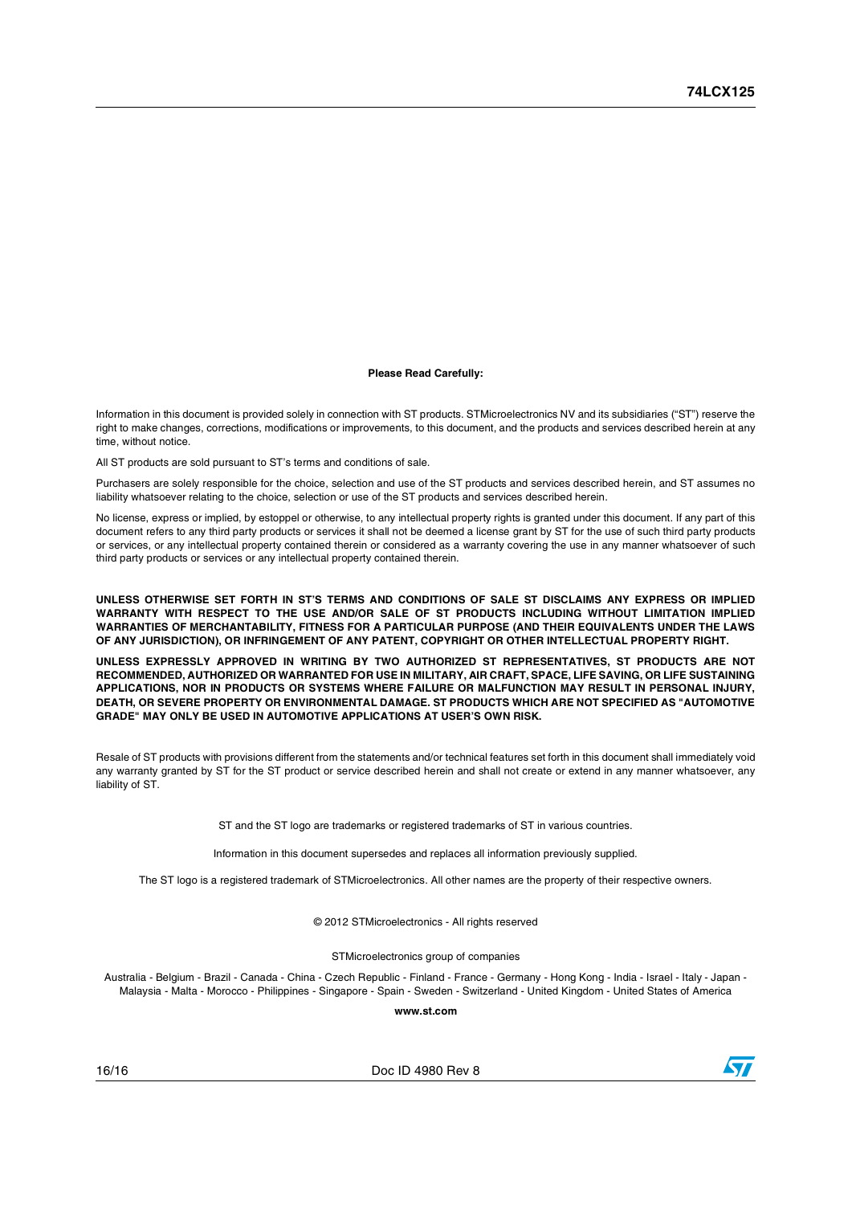**Please Read Carefully:**

Information in this document is provided solely in connection with ST products. STMicroelectronics NV and its subsidiaries ("ST") reserve the right to make changes, corrections, modifications or improvements, to this document, and the products and services described herein at any time, without notice.

All ST products are sold pursuant to ST's terms and conditions of sale.

Purchasers are solely responsible for the choice, selection and use of the ST products and services described herein, and ST assumes no liability whatsoever relating to the choice, selection or use of the ST products and services described herein.

No license, express or implied, by estoppel or otherwise, to any intellectual property rights is granted under this document. If any part of this document refers to any third party products or services it shall not be deemed a license grant by ST for the use of such third party products or services, or any intellectual property contained therein or considered as a warranty covering the use in any manner whatsoever of such third party products or services or any intellectual property contained therein.

**UNLESS OTHERWISE SET FORTH IN ST'S TERMS AND CONDITIONS OF SALE ST DISCLAIMS ANY EXPRESS OR IMPLIED WARRANTY WITH RESPECT TO THE USE AND/OR SALE OF ST PRODUCTS INCLUDING WITHOUT LIMITATION IMPLIED WARRANTIES OF MERCHANTABILITY, FITNESS FOR A PARTICULAR PURPOSE (AND THEIR EQUIVALENTS UNDER THE LAWS OF ANY JURISDICTION), OR INFRINGEMENT OF ANY PATENT, COPYRIGHT OR OTHER INTELLECTUAL PROPERTY RIGHT.**

**UNLESS EXPRESSLY APPROVED IN WRITING BY TWO AUTHORIZED ST REPRESENTATIVES, ST PRODUCTS ARE NOT RECOMMENDED, AUTHORIZED OR WARRANTED FOR USE IN MILITARY, AIR CRAFT, SPACE, LIFE SAVING, OR LIFE SUSTAINING APPLICATIONS, NOR IN PRODUCTS OR SYSTEMS WHERE FAILURE OR MALFUNCTION MAY RESULT IN PERSONAL INJURY, DEATH, OR SEVERE PROPERTY OR ENVIRONMENTAL DAMAGE. ST PRODUCTS WHICH ARE NOT SPECIFIED AS "AUTOMOTIVE GRADE" MAY ONLY BE USED IN AUTOMOTIVE APPLICATIONS AT USER'S OWN RISK.**

Resale of ST products with provisions different from the statements and/or technical features set forth in this document shall immediately void any warranty granted by ST for the ST product or service described herein and shall not create or extend in any manner whatsoever, any liability of ST.

ST and the ST logo are trademarks or registered trademarks of ST in various countries.

Information in this document supersedes and replaces all information previously supplied.

The ST logo is a registered trademark of STMicroelectronics. All other names are the property of their respective owners.

© 2012 STMicroelectronics - All rights reserved

STMicroelectronics group of companies

Australia - Belgium - Brazil - Canada - China - Czech Republic - Finland - France - Germany - Hong Kong - India - Israel - Italy - Japan - Malaysia - Malta - Morocco - Philippines - Singapore - Spain - Sweden - Switzerland - United Kingdom - United States of America

**www.st.com**